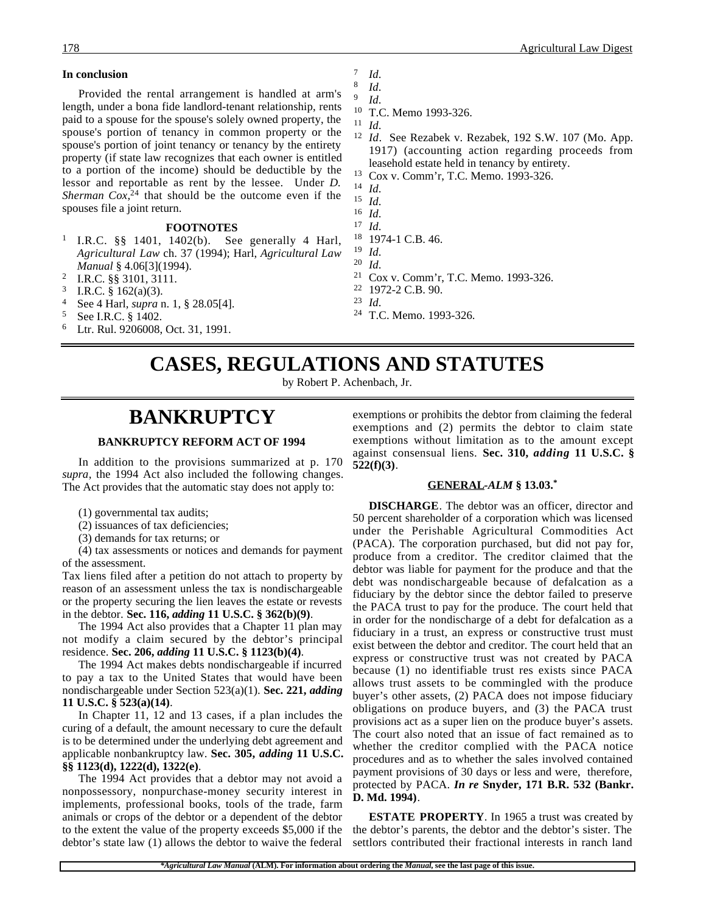**In conclusion**

Provided the rental arrangement is handled at arm's length, under a bona fide landlord-tenant relationship, rents paid to a spouse for the spouse's solely owned property, the spouse's portion of tenancy in common property or the spouse's portion of joint tenancy or tenancy by the entirety property (if state law recognizes that each owner is entitled to a portion of the income) should be deductible by the lessor and reportable as rent by the lessee. Under *D. Sherman Cox*,[24] that should be the outcome even if the spouses file a joint return.

**FOOTNOTES**

1. I.R.C. §§ 1401, 1402(b). See generally 4 Harl, *Agricultural Law* ch. 37 (1994); Harl, *Agricultural Law Manual* § 4.06[3](1994).
2. I.R.C. §§ 3101, 3111.
3. I.R.C. § 162(a)(3).
4. See 4 Harl, *supra* n. 1, § 28.05[4].
5. See I.R.C. § 1402.
6. Ltr. Rul. 9206008, Oct. 31, 1991.
7. *Id*.
8. *Id*.
9. *Id*.
10. T.C. Memo 1993-326.
11. *Id*.
12. *Id*. See Rezabek v. Rezabek, 192 S.W. 107 (Mo. App. 1917) (accounting action regarding proceeds from leasehold estate held in tenancy by entirety.
13. Cox v. Comm'r, T.C. Memo. 1993-326.
14. *Id*.
15. *Id*.
16. *Id*.
17. *Id*.
18. 1974-1 C.B. 46.
19. *Id*.
20. *Id*.
21. Cox v. Comm'r, T.C. Memo. 1993-326.
22. 1972-2 C.B. 90.
23. *Id*.
24. T.C. Memo. 1993-326.

# CASES, REGULATIONS AND STATUTES

by Robert P. Achenbach, Jr.

## BANKRUPTCY

### BANKRUPTCY REFORM ACT OF 1994

In addition to the provisions summarized at p. 170 *supra*, the 1994 Act also included the following changes. The Act provides that the automatic stay does not apply to:

(1) governmental tax audits;

(2) issuances of tax deficiencies;

(3) demands for tax returns; or

(4) tax assessments or notices and demands for payment of the assessment.

Tax liens filed after a petition do not attach to property by reason of an assessment unless the tax is nondischargeable or the property securing the lien leaves the estate or revests in the debtor. **Sec. 116, *adding* 11 U.S.C. § 362(b)(9)**.

The 1994 Act also provides that a Chapter 11 plan may not modify a claim secured by the debtor's principal residence. **Sec. 206, *adding* 11 U.S.C. § 1123(b)(4)**.

The 1994 Act makes debts nondischargeable if incurred to pay a tax to the United States that would have been nondischargeable under Section 523(a)(1). **Sec. 221, *adding* 11 U.S.C. § 523(a)(14)**.

In Chapter 11, 12 and 13 cases, if a plan includes the curing of a default, the amount necessary to cure the default is to be determined under the underlying debt agreement and applicable nonbankruptcy law. **Sec. 305, *adding* 11 U.S.C. §§ 1123(d), 1222(d), 1322(e)**.

The 1994 Act provides that a debtor may not avoid a nonpossessory, nonpurchase-money security interest in implements, professional books, tools of the trade, farm animals or crops of the debtor or a dependent of the debtor to the extent the value of the property exceeds $5,000 if the debtor's state law (1) allows the debtor to waive the federal exemptions or prohibits the debtor from claiming the federal exemptions and (2) permits the debtor to claim state exemptions without limitation as to the amount except against consensual liens. **Sec. 310, *adding* 11 U.S.C. § 522(f)(3)**.

### GENERAL -*ALM* § 13.03.*

**DISCHARGE**. The debtor was an officer, director and 50 percent shareholder of a corporation which was licensed under the Perishable Agricultural Commodities Act (PACA). The corporation purchased, but did not pay for, produce from a creditor. The creditor claimed that the debtor was liable for payment for the produce and that the debt was nondischargeable because of defalcation as a fiduciary by the debtor since the debtor failed to preserve the PACA trust to pay for the produce. The court held that in order for the nondischarge of a debt for defalcation as a fiduciary in a trust, an express or constructive trust must exist between the debtor and creditor. The court held that an express or constructive trust was not created by PACA because (1) no identifiable trust res exists since PACA allows trust assets to be commingled with the produce buyer's other assets, (2) PACA does not impose fiduciary obligations on produce buyers, and (3) the PACA trust provisions act as a super lien on the produce buyer's assets. The court also noted that an issue of fact remained as to whether the creditor complied with the PACA notice procedures and as to whether the sales involved contained payment provisions of 30 days or less and were, therefore, protected by PACA. ***In re* Snyder, 171 B.R. 532 (Bankr. D. Md. 1994)**.

**ESTATE PROPERTY**. In 1965 a trust was created by the debtor's parents, the debtor and the debtor's sister. The settlors contributed their fractional interests in ranch land

**Agricultural Law Manual* (ALM). For information about ordering the *Manual*, see the last page of this issue.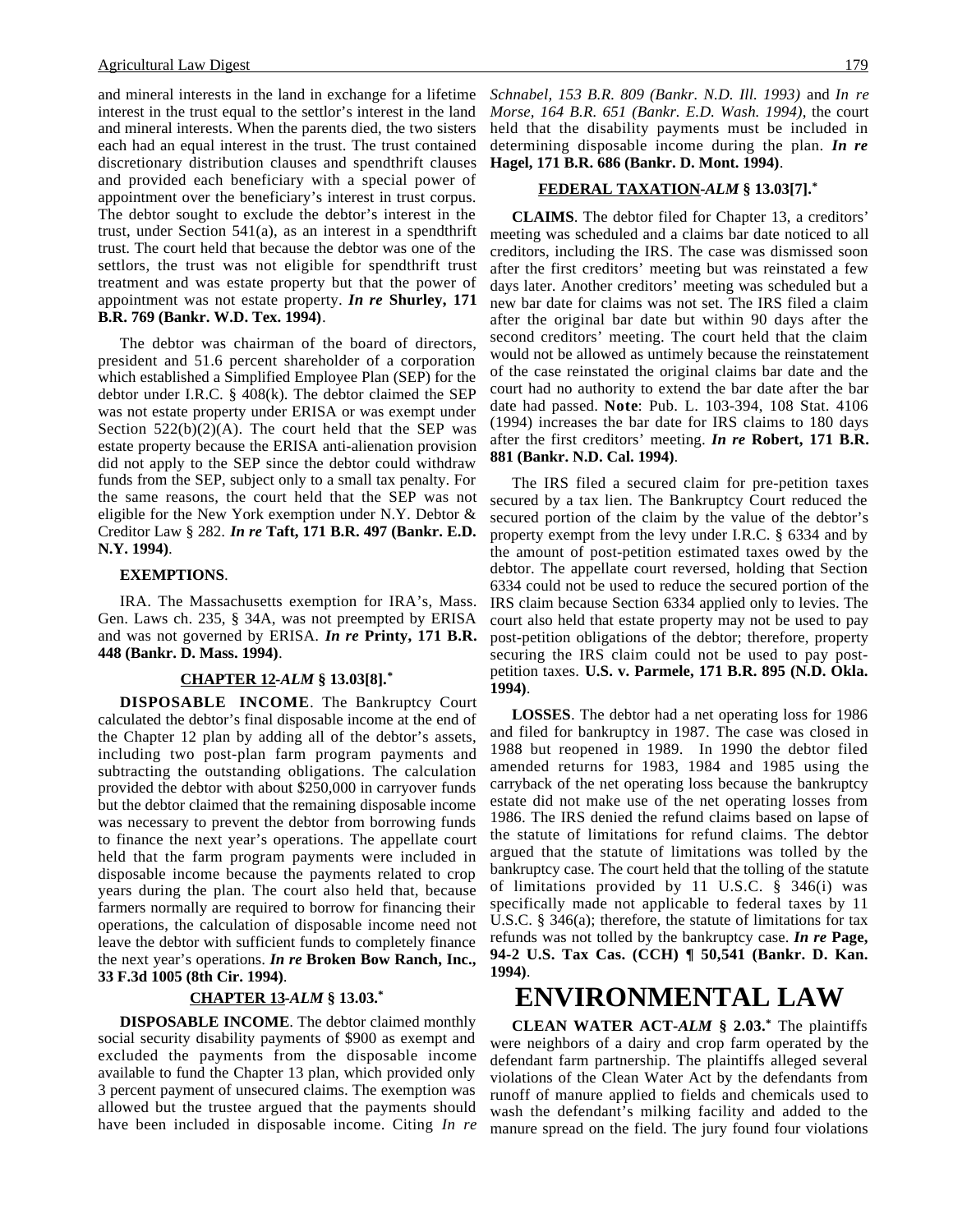and mineral interests in the land in exchange for a lifetime interest in the trust equal to the settlor's interest in the land and mineral interests. When the parents died, the two sisters each had an equal interest in the trust. The trust contained discretionary distribution clauses and spendthrift clauses and provided each beneficiary with a special power of appointment over the beneficiary's interest in trust corpus. The debtor sought to exclude the debtor's interest in the trust, under Section 541(a), as an interest in a spendthrift trust. The court held that because the debtor was one of the settlors, the trust was not eligible for spendthrift trust treatment and was estate property but that the power of appointment was not estate property. ***In re* Shurley, 171 B.R. 769 (Bankr. W.D. Tex. 1994)**.

The debtor was chairman of the board of directors, president and 51.6 percent shareholder of a corporation which established a Simplified Employee Plan (SEP) for the debtor under I.R.C. § 408(k). The debtor claimed the SEP was not estate property under ERISA or was exempt under Section 522(b)(2)(A). The court held that the SEP was estate property because the ERISA anti-alienation provision did not apply to the SEP since the debtor could withdraw funds from the SEP, subject only to a small tax penalty. For the same reasons, the court held that the SEP was not eligible for the New York exemption under N.Y. Debtor & Creditor Law § 282. ***In re* Taft, 171 B.R. 497 (Bankr. E.D. N.Y. 1994)**.

**EXEMPTIONS**.

IRA. The Massachusetts exemption for IRA's, Mass. Gen. Laws ch. 235, § 34A, was not preempted by ERISA and was not governed by ERISA. ***In re* Printy, 171 B.R. 448 (Bankr. D. Mass. 1994)**.

**CHAPTER 12-*ALM* § 13.03[8].***

**DISPOSABLE INCOME**. The Bankruptcy Court calculated the debtor's final disposable income at the end of the Chapter 12 plan by adding all of the debtor's assets, including two post-plan farm program payments and subtracting the outstanding obligations. The calculation provided the debtor with about $250,000 in carryover funds but the debtor claimed that the remaining disposable income was necessary to prevent the debtor from borrowing funds to finance the next year's operations. The appellate court held that the farm program payments were included in disposable income because the payments related to crop years during the plan. The court also held that, because farmers normally are required to borrow for financing their operations, the calculation of disposable income need not leave the debtor with sufficient funds to completely finance the next year's operations. ***In re* Broken Bow Ranch, Inc., 33 F.3d 1005 (8th Cir. 1994)**.

**CHAPTER 13-*ALM* § 13.03.***

**DISPOSABLE INCOME**. The debtor claimed monthly social security disability payments of $900 as exempt and excluded the payments from the disposable income available to fund the Chapter 13 plan, which provided only 3 percent payment of unsecured claims. The exemption was allowed but the trustee argued that the payments should have been included in disposable income. Citing *In re Schnabel, 153 B.R. 809 (Bankr. N.D. Ill. 1993)* and *In re Morse, 164 B.R. 651 (Bankr. E.D. Wash. 1994)*, the court held that the disability payments must be included in determining disposable income during the plan. ***In re* Hagel, 171 B.R. 686 (Bankr. D. Mont. 1994)**.

**FEDERAL TAXATION-*ALM* § 13.03[7].***

**CLAIMS**. The debtor filed for Chapter 13, a creditors' meeting was scheduled and a claims bar date noticed to all creditors, including the IRS. The case was dismissed soon after the first creditors' meeting but was reinstated a few days later. Another creditors' meeting was scheduled but a new bar date for claims was not set. The IRS filed a claim after the original bar date but within 90 days after the second creditors' meeting. The court held that the claim would not be allowed as untimely because the reinstatement of the case reinstated the original claims bar date and the court had no authority to extend the bar date after the bar date had passed. **Note**: Pub. L. 103-394, 108 Stat. 4106 (1994) increases the bar date for IRS claims to 180 days after the first creditors' meeting. ***In re* Robert, 171 B.R. 881 (Bankr. N.D. Cal. 1994)**.

The IRS filed a secured claim for pre-petition taxes secured by a tax lien. The Bankruptcy Court reduced the secured portion of the claim by the value of the debtor's property exempt from the levy under I.R.C. § 6334 and by the amount of post-petition estimated taxes owed by the debtor. The appellate court reversed, holding that Section 6334 could not be used to reduce the secured portion of the IRS claim because Section 6334 applied only to levies. The court also held that estate property may not be used to pay post-petition obligations of the debtor; therefore, property securing the IRS claim could not be used to pay post-petition taxes. **U.S. v. Parmele, 171 B.R. 895 (N.D. Okla. 1994)**.

**LOSSES**. The debtor had a net operating loss for 1986 and filed for bankruptcy in 1987. The case was closed in 1988 but reopened in 1989. In 1990 the debtor filed amended returns for 1983, 1984 and 1985 using the carryback of the net operating loss because the bankruptcy estate did not make use of the net operating losses from 1986. The IRS denied the refund claims based on lapse of the statute of limitations for refund claims. The debtor argued that the statute of limitations was tolled by the bankruptcy case. The court held that the tolling of the statute of limitations provided by 11 U.S.C. § 346(i) was specifically made not applicable to federal taxes by 11 U.S.C. § 346(a); therefore, the statute of limitations for tax refunds was not tolled by the bankruptcy case. ***In re* Page, 94-2 U.S. Tax Cas. (CCH) ¶ 50,541 (Bankr. D. Kan. 1994)**.

# ENVIRONMENTAL LAW

**CLEAN WATER ACT-*ALM* § 2.03.*** The plaintiffs were neighbors of a dairy and crop farm operated by the defendant farm partnership. The plaintiffs alleged several violations of the Clean Water Act by the defendants from runoff of manure applied to fields and chemicals used to wash the defendant's milking facility and added to the manure spread on the field. The jury found four violations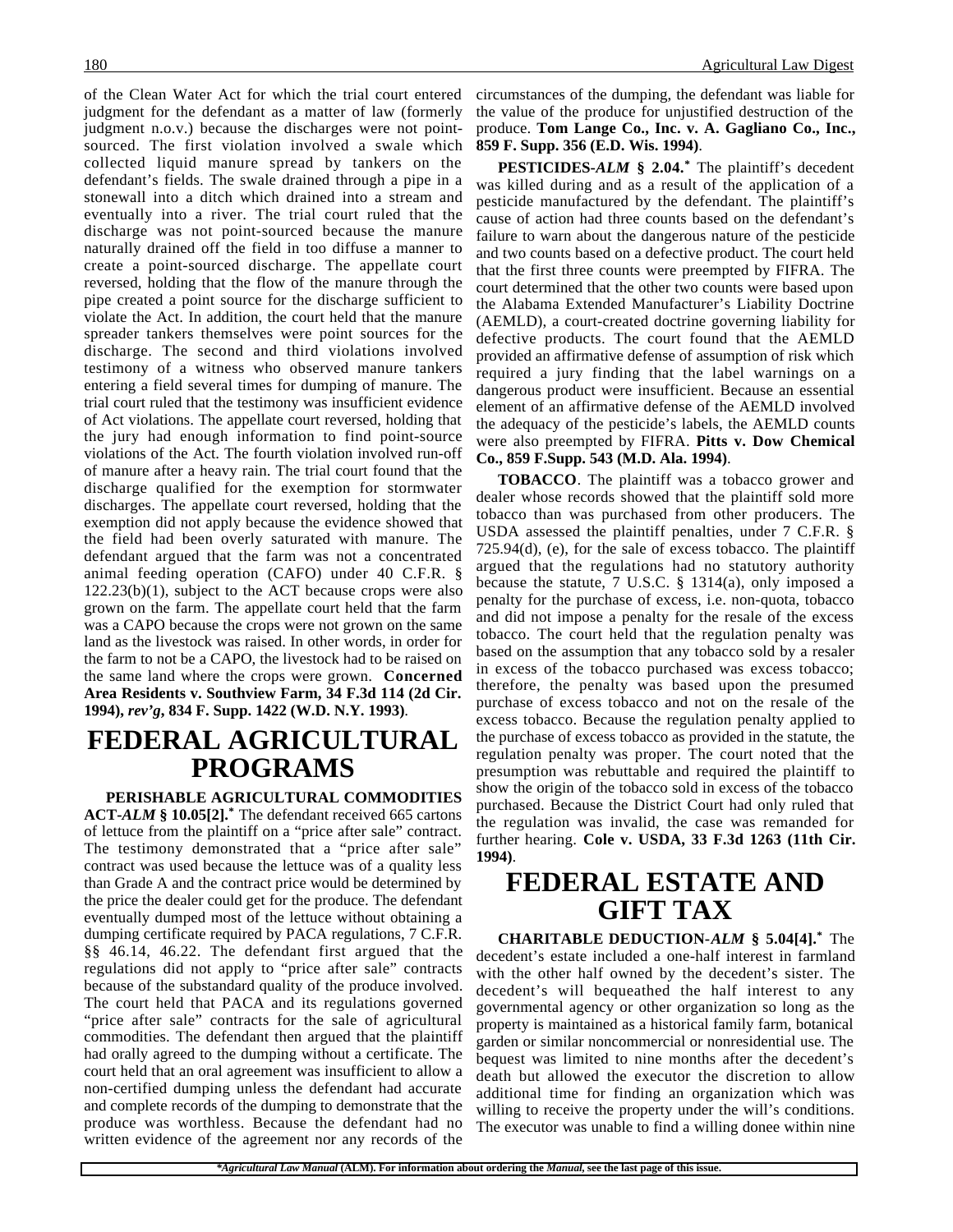of the Clean Water Act for which the trial court entered judgment for the defendant as a matter of law (formerly judgment n.o.v.) because the discharges were not point-sourced. The first violation involved a swale which collected liquid manure spread by tankers on the defendant's fields. The swale drained through a pipe in a stonewall into a ditch which drained into a stream and eventually into a river. The trial court ruled that the discharge was not point-sourced because the manure naturally drained off the field in too diffuse a manner to create a point-sourced discharge. The appellate court reversed, holding that the flow of the manure through the pipe created a point source for the discharge sufficient to violate the Act. In addition, the court held that the manure spreader tankers themselves were point sources for the discharge. The second and third violations involved testimony of a witness who observed manure tankers entering a field several times for dumping of manure. The trial court ruled that the testimony was insufficient evidence of Act violations. The appellate court reversed, holding that the jury had enough information to find point-source violations of the Act. The fourth violation involved run-off of manure after a heavy rain. The trial court found that the discharge qualified for the exemption for stormwater discharges. The appellate court reversed, holding that the exemption did not apply because the evidence showed that the field had been overly saturated with manure. The defendant argued that the farm was not a concentrated animal feeding operation (CAFO) under 40 C.F.R. § 122.23(b)(1), subject to the ACT because crops were also grown on the farm. The appellate court held that the farm was a CAPO because the crops were not grown on the same land as the livestock was raised. In other words, in order for the farm to not be a CAPO, the livestock had to be raised on the same land where the crops were grown. **Concerned Area Residents v. Southview Farm, 34 F.3d 114 (2d Cir. 1994), *rev'g*, 834 F. Supp. 1422 (W.D. N.Y. 1993)**.

# FEDERAL AGRICULTURAL PROGRAMS

**PERISHABLE AGRICULTURAL COMMODITIES ACT-*ALM* § 10.05[2].*** The defendant received 665 cartons of lettuce from the plaintiff on a "price after sale" contract. The testimony demonstrated that a "price after sale" contract was used because the lettuce was of a quality less than Grade A and the contract price would be determined by the price the dealer could get for the produce. The defendant eventually dumped most of the lettuce without obtaining a dumping certificate required by PACA regulations, 7 C.F.R. §§ 46.14, 46.22. The defendant first argued that the regulations did not apply to "price after sale" contracts because of the substandard quality of the produce involved. The court held that PACA and its regulations governed "price after sale" contracts for the sale of agricultural commodities. The defendant then argued that the plaintiff had orally agreed to the dumping without a certificate. The court held that an oral agreement was insufficient to allow a non-certified dumping unless the defendant had accurate and complete records of the dumping to demonstrate that the produce was worthless. Because the defendant had no written evidence of the agreement nor any records of the circumstances of the dumping, the defendant was liable for the value of the produce for unjustified destruction of the produce. **Tom Lange Co., Inc. v. A. Gagliano Co., Inc., 859 F. Supp. 356 (E.D. Wis. 1994)**.

**PESTICIDES-*ALM* § 2.04.*** The plaintiff's decedent was killed during and as a result of the application of a pesticide manufactured by the defendant. The plaintiff's cause of action had three counts based on the defendant's failure to warn about the dangerous nature of the pesticide and two counts based on a defective product. The court held that the first three counts were preempted by FIFRA. The court determined that the other two counts were based upon the Alabama Extended Manufacturer's Liability Doctrine (AEMLD), a court-created doctrine governing liability for defective products. The court found that the AEMLD provided an affirmative defense of assumption of risk which required a jury finding that the label warnings on a dangerous product were insufficient. Because an essential element of an affirmative defense of the AEMLD involved the adequacy of the pesticide's labels, the AEMLD counts were also preempted by FIFRA. **Pitts v. Dow Chemical Co., 859 F.Supp. 543 (M.D. Ala. 1994)**.

**TOBACCO**. The plaintiff was a tobacco grower and dealer whose records showed that the plaintiff sold more tobacco than was purchased from other producers. The USDA assessed the plaintiff penalties, under 7 C.F.R. § 725.94(d), (e), for the sale of excess tobacco. The plaintiff argued that the regulations had no statutory authority because the statute, 7 U.S.C. § 1314(a), only imposed a penalty for the purchase of excess, i.e. non-quota, tobacco and did not impose a penalty for the resale of the excess tobacco. The court held that the regulation penalty was based on the assumption that any tobacco sold by a resaler in excess of the tobacco purchased was excess tobacco; therefore, the penalty was based upon the presumed purchase of excess tobacco and not on the resale of the excess tobacco. Because the regulation penalty applied to the purchase of excess tobacco as provided in the statute, the regulation penalty was proper. The court noted that the presumption was rebuttable and required the plaintiff to show the origin of the tobacco sold in excess of the tobacco purchased. Because the District Court had only ruled that the regulation was invalid, the case was remanded for further hearing. **Cole v. USDA, 33 F.3d 1263 (11th Cir. 1994)**.

# FEDERAL ESTATE AND GIFT TAX

**CHARITABLE DEDUCTION-*ALM* § 5.04[4].*** The decedent's estate included a one-half interest in farmland with the other half owned by the decedent's sister. The decedent's will bequeathed the half interest to any governmental agency or other organization so long as the property is maintained as a historical family farm, botanical garden or similar noncommercial or nonresidential use. The bequest was limited to nine months after the decedent's death but allowed the executor the discretion to allow additional time for finding an organization which was willing to receive the property under the will's conditions. The executor was unable to find a willing donee within nine

**Agricultural Law Manual* (ALM). For information about ordering the *Manual*, see the last page of this issue.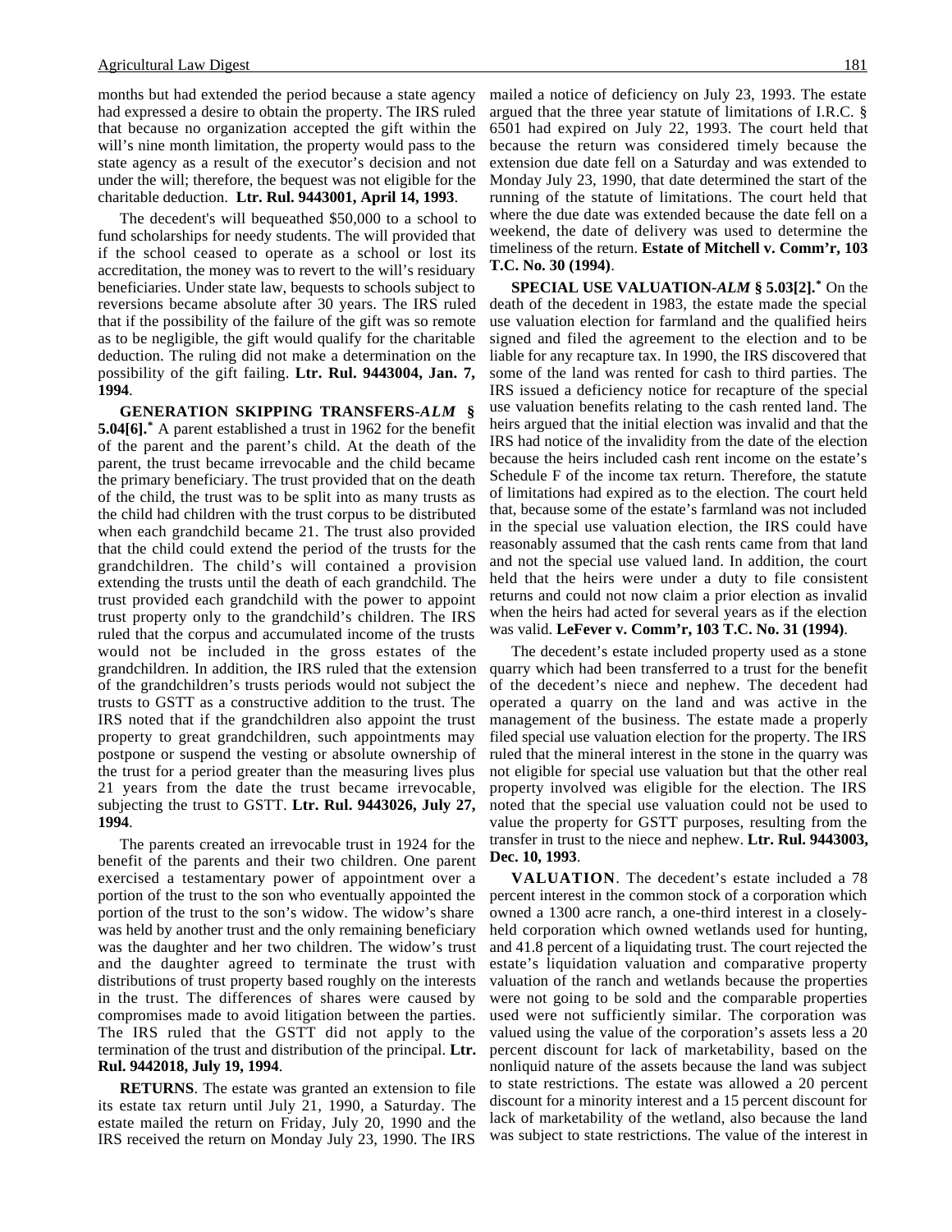months but had extended the period because a state agency had expressed a desire to obtain the property. The IRS ruled that because no organization accepted the gift within the will's nine month limitation, the property would pass to the state agency as a result of the executor's decision and not under the will; therefore, the bequest was not eligible for the charitable deduction. **Ltr. Rul. 9443001, April 14, 1993**.

The decedent's will bequeathed $50,000 to a school to fund scholarships for needy students. The will provided that if the school ceased to operate as a school or lost its accreditation, the money was to revert to the will's residuary beneficiaries. Under state law, bequests to schools subject to reversions became absolute after 30 years. The IRS ruled that if the possibility of the failure of the gift was so remote as to be negligible, the gift would qualify for the charitable deduction. The ruling did not make a determination on the possibility of the gift failing. **Ltr. Rul. 9443004, Jan. 7, 1994**.

**GENERATION SKIPPING TRANSFERS-*ALM* § 5.04[6].*** A parent established a trust in 1962 for the benefit of the parent and the parent's child. At the death of the parent, the trust became irrevocable and the child became the primary beneficiary. The trust provided that on the death of the child, the trust was to be split into as many trusts as the child had children with the trust corpus to be distributed when each grandchild became 21. The trust also provided that the child could extend the period of the trusts for the grandchildren. The child's will contained a provision extending the trusts until the death of each grandchild. The trust provided each grandchild with the power to appoint trust property only to the grandchild's children. The IRS ruled that the corpus and accumulated income of the trusts would not be included in the gross estates of the grandchildren. In addition, the IRS ruled that the extension of the grandchildren's trusts periods would not subject the trusts to GSTT as a constructive addition to the trust. The IRS noted that if the grandchildren also appoint the trust property to great grandchildren, such appointments may postpone or suspend the vesting or absolute ownership of the trust for a period greater than the measuring lives plus 21 years from the date the trust became irrevocable, subjecting the trust to GSTT. **Ltr. Rul. 9443026, July 27, 1994**.

The parents created an irrevocable trust in 1924 for the benefit of the parents and their two children. One parent exercised a testamentary power of appointment over a portion of the trust to the son who eventually appointed the portion of the trust to the son's widow. The widow's share was held by another trust and the only remaining beneficiary was the daughter and her two children. The widow's trust and the daughter agreed to terminate the trust with distributions of trust property based roughly on the interests in the trust. The differences of shares were caused by compromises made to avoid litigation between the parties. The IRS ruled that the GSTT did not apply to the termination of the trust and distribution of the principal. **Ltr. Rul. 9442018, July 19, 1994**.

**RETURNS**. The estate was granted an extension to file its estate tax return until July 21, 1990, a Saturday. The estate mailed the return on Friday, July 20, 1990 and the IRS received the return on Monday July 23, 1990. The IRS mailed a notice of deficiency on July 23, 1993. The estate argued that the three year statute of limitations of I.R.C. § 6501 had expired on July 22, 1993. The court held that because the return was considered timely because the extension due date fell on a Saturday and was extended to Monday July 23, 1990, that date determined the start of the running of the statute of limitations. The court held that where the due date was extended because the date fell on a weekend, the date of delivery was used to determine the timeliness of the return. **Estate of Mitchell v. Comm'r, 103 T.C. No. 30 (1994)**.

**SPECIAL USE VALUATION-*ALM* § 5.03[2].*** On the death of the decedent in 1983, the estate made the special use valuation election for farmland and the qualified heirs signed and filed the agreement to the election and to be liable for any recapture tax. In 1990, the IRS discovered that some of the land was rented for cash to third parties. The IRS issued a deficiency notice for recapture of the special use valuation benefits relating to the cash rented land. The heirs argued that the initial election was invalid and that the IRS had notice of the invalidity from the date of the election because the heirs included cash rent income on the estate's Schedule F of the income tax return. Therefore, the statute of limitations had expired as to the election. The court held that, because some of the estate's farmland was not included in the special use valuation election, the IRS could have reasonably assumed that the cash rents came from that land and not the special use valued land. In addition, the court held that the heirs were under a duty to file consistent returns and could not now claim a prior election as invalid when the heirs had acted for several years as if the election was valid. **LeFever v. Comm'r, 103 T.C. No. 31 (1994)**.

The decedent's estate included property used as a stone quarry which had been transferred to a trust for the benefit of the decedent's niece and nephew. The decedent had operated a quarry on the land and was active in the management of the business. The estate made a properly filed special use valuation election for the property. The IRS ruled that the mineral interest in the stone in the quarry was not eligible for special use valuation but that the other real property involved was eligible for the election. The IRS noted that the special use valuation could not be used to value the property for GSTT purposes, resulting from the transfer in trust to the niece and nephew. **Ltr. Rul. 9443003, Dec. 10, 1993**.

**VALUATION**. The decedent's estate included a 78 percent interest in the common stock of a corporation which owned a 1300 acre ranch, a one-third interest in a closely-held corporation which owned wetlands used for hunting, and 41.8 percent of a liquidating trust. The court rejected the estate's liquidation valuation and comparative property valuation of the ranch and wetlands because the properties were not going to be sold and the comparable properties used were not sufficiently similar. The corporation was valued using the value of the corporation's assets less a 20 percent discount for lack of marketability, based on the nonliquid nature of the assets because the land was subject to state restrictions. The estate was allowed a 20 percent discount for a minority interest and a 15 percent discount for lack of marketability of the wetland, also because the land was subject to state restrictions. The value of the interest in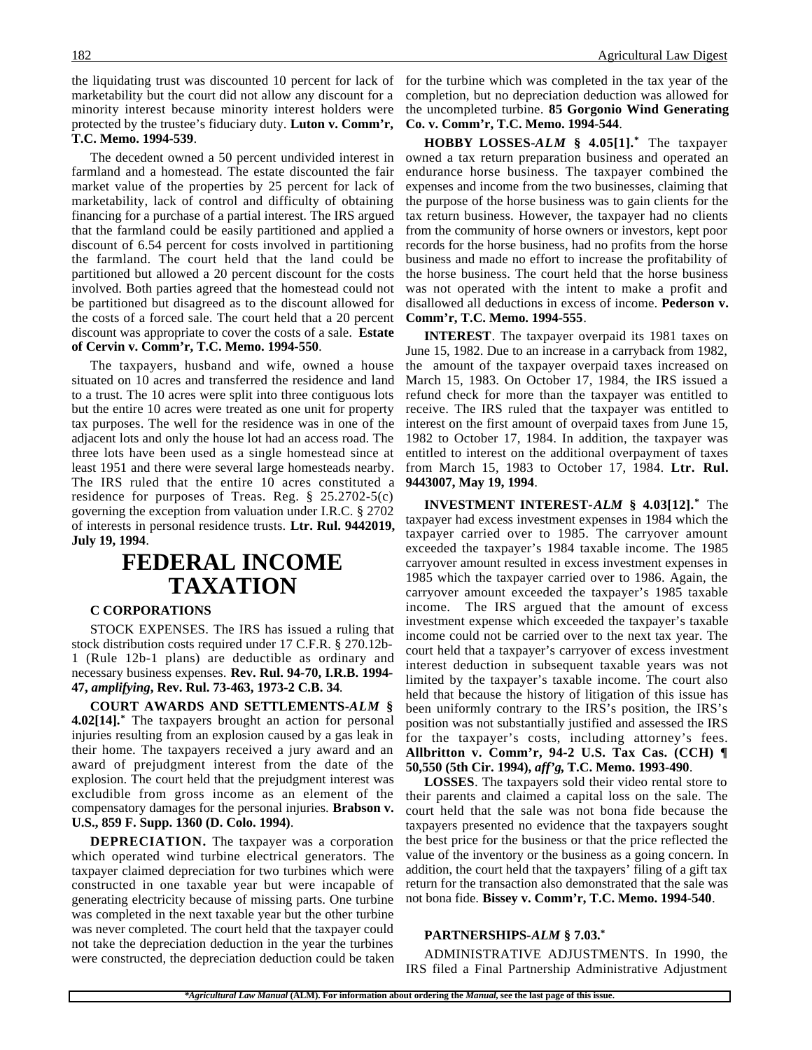the liquidating trust was discounted 10 percent for lack of marketability but the court did not allow any discount for a minority interest because minority interest holders were protected by the trustee's fiduciary duty. **Luton v. Comm'r, T.C. Memo. 1994-539**.

The decedent owned a 50 percent undivided interest in farmland and a homestead. The estate discounted the fair market value of the properties by 25 percent for lack of marketability, lack of control and difficulty of obtaining financing for a purchase of a partial interest. The IRS argued that the farmland could be easily partitioned and applied a discount of 6.54 percent for costs involved in partitioning the farmland. The court held that the land could be partitioned but allowed a 20 percent discount for the costs involved. Both parties agreed that the homestead could not be partitioned but disagreed as to the discount allowed for the costs of a forced sale. The court held that a 20 percent discount was appropriate to cover the costs of a sale. **Estate of Cervin v. Comm'r, T.C. Memo. 1994-550**.

The taxpayers, husband and wife, owned a house situated on 10 acres and transferred the residence and land to a trust. The 10 acres were split into three contiguous lots but the entire 10 acres were treated as one unit for property tax purposes. The well for the residence was in one of the adjacent lots and only the house lot had an access road. The three lots have been used as a single homestead since at least 1951 and there were several large homesteads nearby. The IRS ruled that the entire 10 acres constituted a residence for purposes of Treas. Reg. § 25.2702-5(c) governing the exception from valuation under I.R.C. § 2702 of interests in personal residence trusts. **Ltr. Rul. 9442019, July 19, 1994**.

# FEDERAL INCOME TAXATION

### C CORPORATIONS

STOCK EXPENSES. The IRS has issued a ruling that stock distribution costs required under 17 C.F.R. § 270.12b-1 (Rule 12b-1 plans) are deductible as ordinary and necessary business expenses. **Rev. Rul. 94-70, I.R.B. 1994-47, *amplifying*, Rev. Rul. 73-463, 1973-2 C.B. 34**.

**COURT AWARDS AND SETTLEMENTS-*ALM* § 4.02[14].*** The taxpayers brought an action for personal injuries resulting from an explosion caused by a gas leak in their home. The taxpayers received a jury award and an award of prejudgment interest from the date of the explosion. The court held that the prejudgment interest was excludible from gross income as an element of the compensatory damages for the personal injuries. **Brabson v. U.S., 859 F. Supp. 1360 (D. Colo. 1994)**.

**DEPRECIATION.** The taxpayer was a corporation which operated wind turbine electrical generators. The taxpayer claimed depreciation for two turbines which were constructed in one taxable year but were incapable of generating electricity because of missing parts. One turbine was completed in the next taxable year but the other turbine was never completed. The court held that the taxpayer could not take the depreciation deduction in the year the turbines were constructed, the depreciation deduction could be taken for the turbine which was completed in the tax year of the completion, but no depreciation deduction was allowed for the uncompleted turbine. **85 Gorgonio Wind Generating Co. v. Comm'r, T.C. Memo. 1994-544**.

**HOBBY LOSSES-*ALM* § 4.05[1].*** The taxpayer owned a tax return preparation business and operated an endurance horse business. The taxpayer combined the expenses and income from the two businesses, claiming that the purpose of the horse business was to gain clients for the tax return business. However, the taxpayer had no clients from the community of horse owners or investors, kept poor records for the horse business, had no profits from the horse business and made no effort to increase the profitability of the horse business. The court held that the horse business was not operated with the intent to make a profit and disallowed all deductions in excess of income. **Pederson v. Comm'r, T.C. Memo. 1994-555**.

**INTEREST**. The taxpayer overpaid its 1981 taxes on June 15, 1982. Due to an increase in a carryback from 1982, the amount of the taxpayer overpaid taxes increased on March 15, 1983. On October 17, 1984, the IRS issued a refund check for more than the taxpayer was entitled to receive. The IRS ruled that the taxpayer was entitled to interest on the first amount of overpaid taxes from June 15, 1982 to October 17, 1984. In addition, the taxpayer was entitled to interest on the additional overpayment of taxes from March 15, 1983 to October 17, 1984. **Ltr. Rul. 9443007, May 19, 1994**.

**INVESTMENT INTEREST-*ALM* § 4.03[12].*** The taxpayer had excess investment expenses in 1984 which the taxpayer carried over to 1985. The carryover amount exceeded the taxpayer's 1984 taxable income. The 1985 carryover amount resulted in excess investment expenses in 1985 which the taxpayer carried over to 1986. Again, the carryover amount exceeded the taxpayer's 1985 taxable income. The IRS argued that the amount of excess investment expense which exceeded the taxpayer's taxable income could not be carried over to the next tax year. The court held that a taxpayer's carryover of excess investment interest deduction in subsequent taxable years was not limited by the taxpayer's taxable income. The court also held that because the history of litigation of this issue has been uniformly contrary to the IRS's position, the IRS's position was not substantially justified and assessed the IRS for the taxpayer's costs, including attorney's fees. **Allbritton v. Comm'r, 94-2 U.S. Tax Cas. (CCH) ¶ 50,550 (5th Cir. 1994), *aff'g*, T.C. Memo. 1993-490**.

**LOSSES**. The taxpayers sold their video rental store to their parents and claimed a capital loss on the sale. The court held that the sale was not bona fide because the taxpayers presented no evidence that the taxpayers sought the best price for the business or that the price reflected the value of the inventory or the business as a going concern. In addition, the court held that the taxpayers' filing of a gift tax return for the transaction also demonstrated that the sale was not bona fide. **Bissey v. Comm'r, T.C. Memo. 1994-540**.

### PARTNERSHIPS-*ALM* § 7.03.*

ADMINISTRATIVE ADJUSTMENTS. In 1990, the IRS filed a Final Partnership Administrative Adjustment

**Agricultural Law Manual* (ALM). For information about ordering the *Manual*, see the last page of this issue.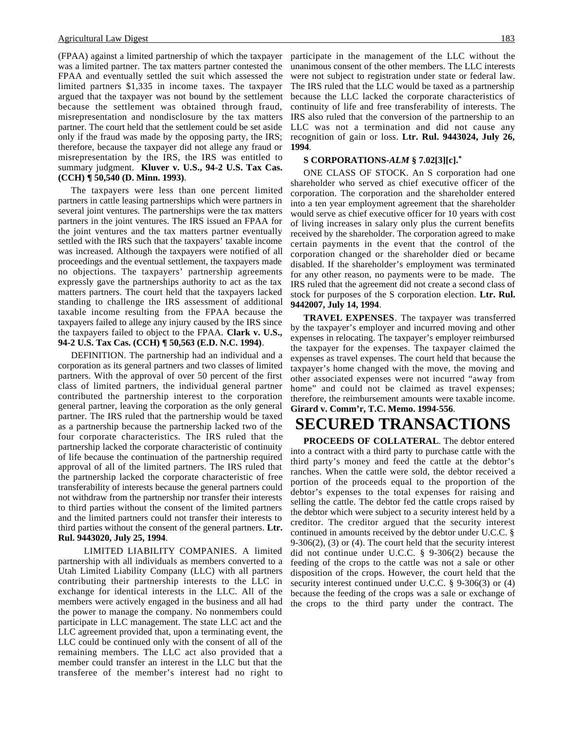(FPAA) against a limited partnership of which the taxpayer was a limited partner. The tax matters partner contested the FPAA and eventually settled the suit which assessed the limited partners $1,335 in income taxes. The taxpayer argued that the taxpayer was not bound by the settlement because the settlement was obtained through fraud, misrepresentation and nondisclosure by the tax matters partner. The court held that the settlement could be set aside only if the fraud was made by the opposing party, the IRS; therefore, because the taxpayer did not allege any fraud or misrepresentation by the IRS, the IRS was entitled to summary judgment. **Kluver v. U.S., 94-2 U.S. Tax Cas. (CCH) ¶ 50,540 (D. Minn. 1993)**.

The taxpayers were less than one percent limited partners in cattle leasing partnerships which were partners in several joint ventures. The partnerships were the tax matters partners in the joint ventures. The IRS issued an FPAA for the joint ventures and the tax matters partner eventually settled with the IRS such that the taxpayers' taxable income was increased. Although the taxpayers were notified of all proceedings and the eventual settlement, the taxpayers made no objections. The taxpayers' partnership agreements expressly gave the partnerships authority to act as the tax matters partners. The court held that the taxpayers lacked standing to challenge the IRS assessment of additional taxable income resulting from the FPAA because the taxpayers failed to allege any injury caused by the IRS since the taxpayers failed to object to the FPAA. **Clark v. U.S., 94-2 U.S. Tax Cas. (CCH) ¶ 50,563 (E.D. N.C. 1994)**.

DEFINITION. The partnership had an individual and a corporation as its general partners and two classes of limited partners. With the approval of over 50 percent of the first class of limited partners, the individual general partner contributed the partnership interest to the corporation general partner, leaving the corporation as the only general partner. The IRS ruled that the partnership would be taxed as a partnership because the partnership lacked two of the four corporate characteristics. The IRS ruled that the partnership lacked the corporate characteristic of continuity of life because the continuation of the partnership required approval of all of the limited partners. The IRS ruled that the partnership lacked the corporate characteristic of free transferability of interests because the general partners could not withdraw from the partnership nor transfer their interests to third parties without the consent of the limited partners and the limited partners could not transfer their interests to third parties without the consent of the general partners. **Ltr. Rul. 9443020, July 25, 1994**.

LIMITED LIABILITY COMPANIES. A limited partnership with all individuals as members converted to a Utah Limited Liability Company (LLC) with all partners contributing their partnership interests to the LLC in exchange for identical interests in the LLC. All of the members were actively engaged in the business and all had the power to manage the company. No nonmembers could participate in LLC management. The state LLC act and the LLC agreement provided that, upon a terminating event, the LLC could be continued only with the consent of all of the remaining members. The LLC act also provided that a member could transfer an interest in the LLC but that the transferee of the member's interest had no right to participate in the management of the LLC without the unanimous consent of the other members. The LLC interests were not subject to registration under state or federal law. The IRS ruled that the LLC would be taxed as a partnership because the LLC lacked the corporate characteristics of continuity of life and free transferability of interests. The IRS also ruled that the conversion of the partnership to an LLC was not a termination and did not cause any recognition of gain or loss. **Ltr. Rul. 9443024, July 26, 1994**.

**S CORPORATIONS-*ALM* § 7.02[3][c].***

ONE CLASS OF STOCK. An S corporation had one shareholder who served as chief executive officer of the corporation. The corporation and the shareholder entered into a ten year employment agreement that the shareholder would serve as chief executive officer for 10 years with cost of living increases in salary only plus the current benefits received by the shareholder. The corporation agreed to make certain payments in the event that the control of the corporation changed or the shareholder died or became disabled. If the shareholder's employment was terminated for any other reason, no payments were to be made. The IRS ruled that the agreement did not create a second class of stock for purposes of the S corporation election. **Ltr. Rul. 9442007, July 14, 1994**.

**TRAVEL EXPENSES**. The taxpayer was transferred by the taxpayer's employer and incurred moving and other expenses in relocating. The taxpayer's employer reimbursed the taxpayer for the expenses. The taxpayer claimed the expenses as travel expenses. The court held that because the taxpayer's home changed with the move, the moving and other associated expenses were not incurred "away from home" and could not be claimed as travel expenses; therefore, the reimbursement amounts were taxable income. **Girard v. Comm'r, T.C. Memo. 1994-556**.

# SECURED TRANSACTIONS

**PROCEEDS OF COLLATERAL**. The debtor entered into a contract with a third party to purchase cattle with the third party's money and feed the cattle at the debtor's ranches. When the cattle were sold, the debtor received a portion of the proceeds equal to the proportion of the debtor's expenses to the total expenses for raising and selling the cattle. The debtor fed the cattle crops raised by the debtor which were subject to a security interest held by a creditor. The creditor argued that the security interest continued in amounts received by the debtor under U.C.C. § 9-306(2), (3) or (4). The court held that the security interest did not continue under U.C.C. § 9-306(2) because the feeding of the crops to the cattle was not a sale or other disposition of the crops. However, the court held that the security interest continued under U.C.C. § 9-306(3) or (4) because the feeding of the crops was a sale or exchange of the crops to the third party under the contract. The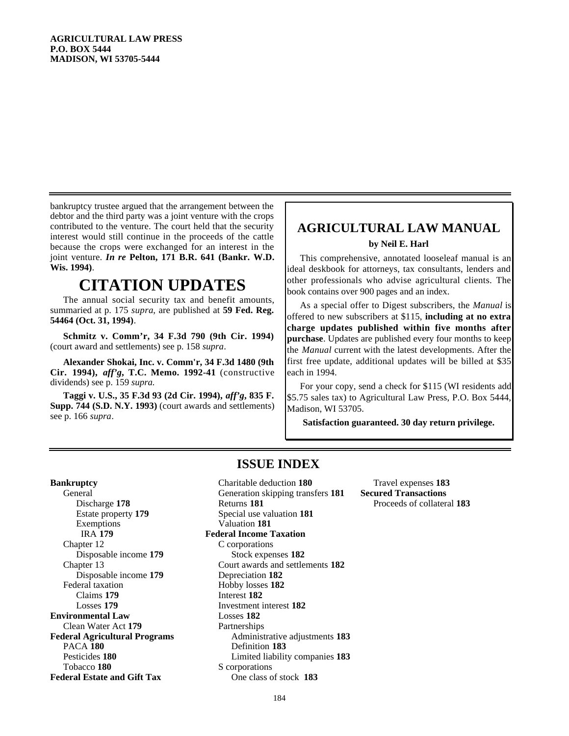**AGRICULTURAL LAW PRESS**
**P.O. BOX 5444**
**MADISON, WI 53705-5444**

bankruptcy trustee argued that the arrangement between the debtor and the third party was a joint venture with the crops contributed to the venture. The court held that the security interest would still continue in the proceeds of the cattle because the crops were exchanged for an interest in the joint venture. ***In re* Pelton, 171 B.R. 641 (Bankr. W.D. Wis. 1994)**.

# CITATION UPDATES

The annual social security tax and benefit amounts, summaried at p. 175 *supra*, are published at **59 Fed. Reg. 54464 (Oct. 31, 1994)**.

**Schmitz v. Comm'r, 34 F.3d 790 (9th Cir. 1994)** (court award and settlements) see p. 158 *supra*.

**Alexander Shokai, Inc. v. Comm'r, 34 F.3d 1480 (9th Cir. 1994),** ***aff'g*****, T.C. Memo. 1992-41** (constructive dividends) see p. 159 *supra.*

**Taggi v. U.S., 35 F.3d 93 (2d Cir. 1994),** ***aff'g*****, 835 F. Supp. 744 (S.D. N.Y. 1993)** (court awards and settlements) see p. 166 *supra*.

## AGRICULTURAL LAW MANUAL

**by Neil E. Harl**

This comprehensive, annotated looseleaf manual is an ideal deskbook for attorneys, tax consultants, lenders and other professionals who advise agricultural clients. The book contains over 900 pages and an index.

As a special offer to Digest subscribers, the *Manual* is offered to new subscribers at $115, **including at no extra charge updates published within five months after purchase**. Updates are published every four months to keep the *Manual* current with the latest developments. After the first free update, additional updates will be billed at $35 each in 1994.

For your copy, send a check for $115 (WI residents add $5.75 sales tax) to Agricultural Law Press, P.O. Box 5444, Madison, WI 53705.

**Satisfaction guaranteed. 30 day return privilege.**

## ISSUE INDEX

**Bankruptcy**
- General
  - Discharge **178**
  - Estate property **179**
  - Exemptions
    - IRA **179**
- Chapter 12
  - Disposable income **179**
- Chapter 13
  - Disposable income **179**
- Federal taxation
  - Claims **179**
  - Losses **179**

**Environmental Law**
- Clean Water Act **179**

**Federal Agricultural Programs**
- PACA **180**
- Pesticides **180**
- Tobacco **180**

**Federal Estate and Gift Tax**
- Charitable deduction **180**
- Generation skipping transfers **181**
- Returns **181**
- Special use valuation **181**
- Valuation **181**

**Federal Income Taxation**
- C corporations
  - Stock expenses **182**
- Court awards and settlements **182**
- Depreciation **182**
- Hobby losses **182**
- Interest **182**
- Investment interest **182**
- Losses **182**
- Partnerships
  - Administrative adjustments **183**
  - Definition **183**
  - Limited liability companies **183**
- S corporations
  - One class of stock **183**
- Travel expenses **183**

**Secured Transactions**
- Proceeds of collateral **183**